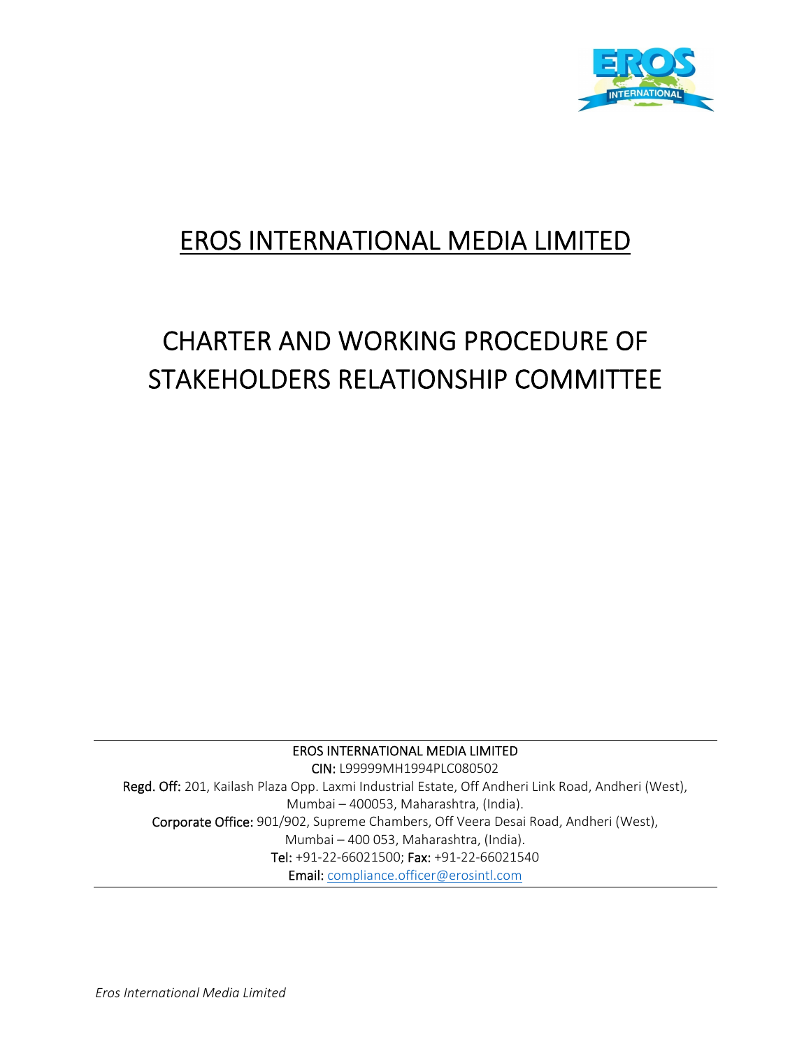# EROS INTERNATIONAL MEDIA LIMITED

# CHARTER AND WORKING PROCEDURE OF STAKEHOLDERS RELATIONSHIP COMMITTEE

---

EROS INTERNATIONAL MEDIA LIMITED

CIN: L99999MH1994PLC080502

Regd. Off: 201, Kailash Plaza Opp. Laxmi Industrial Estate, Off Andheri Link Road, Andheri (West), Mumbai – 400053, Maharashtra, (India).

Corporate Office: 901/902, Supreme Chambers, Off Veera Desai Road, Andheri (West), Mumbai – 400 053, Maharashtra, (India).

Tel: +91-22-66021500; Fax: +91-22-66021540

Email: compliance.officer@erosintl.com

---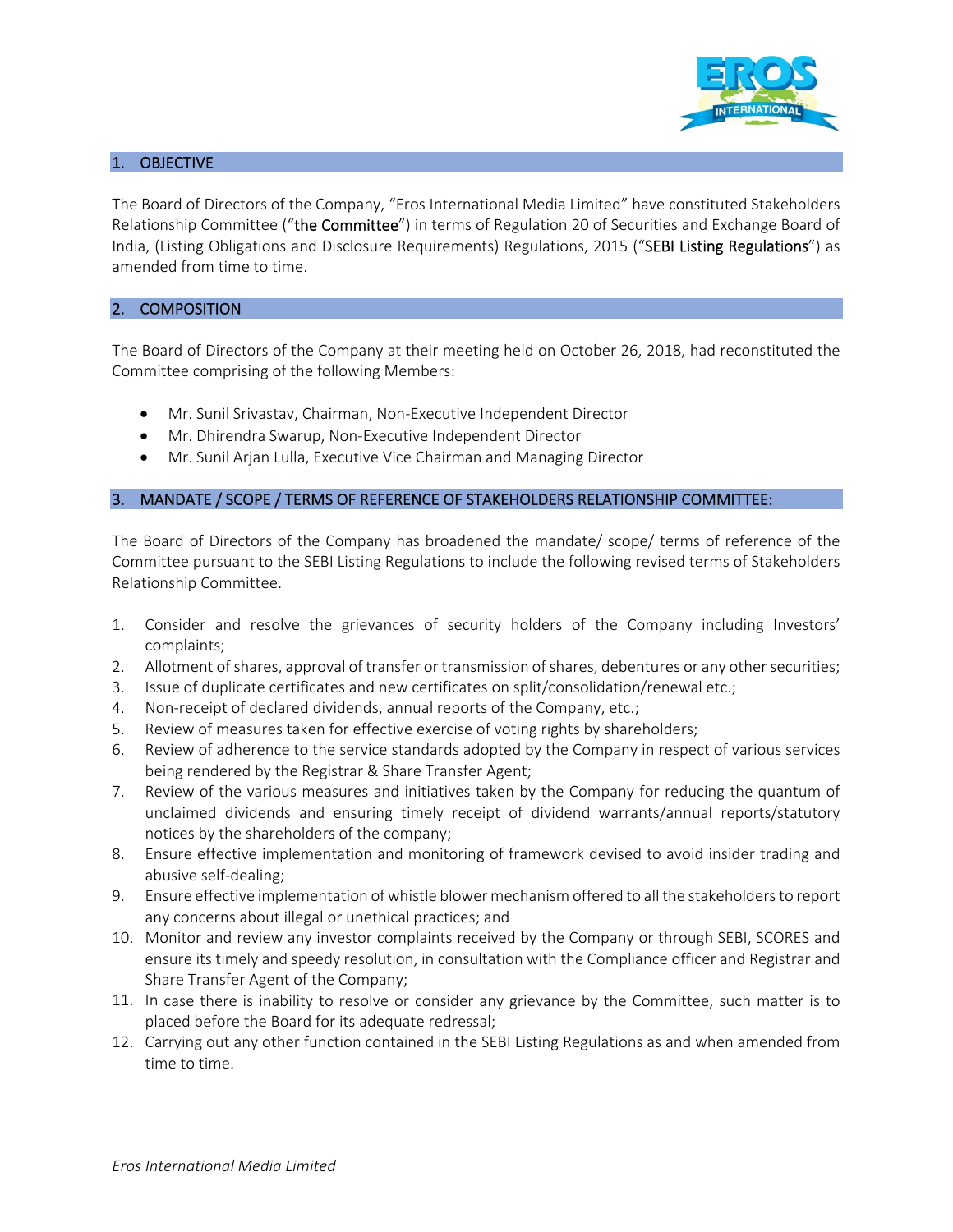## 1. OBJECTIVE

The Board of Directors of the Company, "Eros International Media Limited" have constituted Stakeholders Relationship Committee ("**the Committee**") in terms of Regulation 20 of Securities and Exchange Board of India, (Listing Obligations and Disclosure Requirements) Regulations, 2015 ("**SEBI Listing Regulations**") as amended from time to time.

## 2. COMPOSITION

The Board of Directors of the Company at their meeting held on October 26, 2018, had reconstituted the Committee comprising of the following Members:

- Mr. Sunil Srivastav, Chairman, Non-Executive Independent Director
- Mr. Dhirendra Swarup, Non-Executive Independent Director
- Mr. Sunil Arjan Lulla, Executive Vice Chairman and Managing Director

## 3. MANDATE / SCOPE / TERMS OF REFERENCE OF STAKEHOLDERS RELATIONSHIP COMMITTEE:

The Board of Directors of the Company has broadened the mandate/ scope/ terms of reference of the Committee pursuant to the SEBI Listing Regulations to include the following revised terms of Stakeholders Relationship Committee.

1. Consider and resolve the grievances of security holders of the Company including Investors' complaints;
2. Allotment of shares, approval of transfer or transmission of shares, debentures or any other securities;
3. Issue of duplicate certificates and new certificates on split/consolidation/renewal etc.;
4. Non-receipt of declared dividends, annual reports of the Company, etc.;
5. Review of measures taken for effective exercise of voting rights by shareholders;
6. Review of adherence to the service standards adopted by the Company in respect of various services being rendered by the Registrar & Share Transfer Agent;
7. Review of the various measures and initiatives taken by the Company for reducing the quantum of unclaimed dividends and ensuring timely receipt of dividend warrants/annual reports/statutory notices by the shareholders of the company;
8. Ensure effective implementation and monitoring of framework devised to avoid insider trading and abusive self-dealing;
9. Ensure effective implementation of whistle blower mechanism offered to all the stakeholders to report any concerns about illegal or unethical practices; and
10. Monitor and review any investor complaints received by the Company or through SEBI, SCORES and ensure its timely and speedy resolution, in consultation with the Compliance officer and Registrar and Share Transfer Agent of the Company;
11. In case there is inability to resolve or consider any grievance by the Committee, such matter is to placed before the Board for its adequate redressal;
12. Carrying out any other function contained in the SEBI Listing Regulations as and when amended from time to time.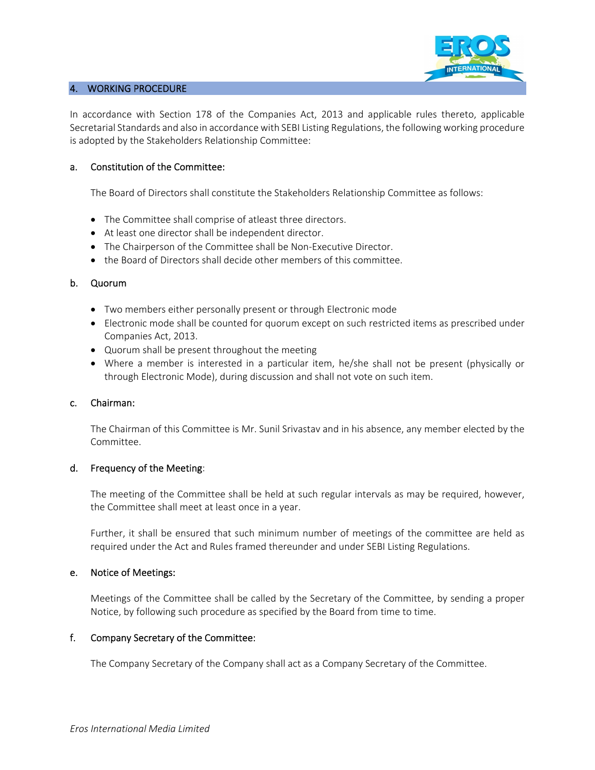## 4. WORKING PROCEDURE

In accordance with Section 178 of the Companies Act, 2013 and applicable rules thereto, applicable Secretarial Standards and also in accordance with SEBI Listing Regulations, the following working procedure is adopted by the Stakeholders Relationship Committee:

### a. Constitution of the Committee:

The Board of Directors shall constitute the Stakeholders Relationship Committee as follows:

- The Committee shall comprise of atleast three directors.
- At least one director shall be independent director.
- The Chairperson of the Committee shall be Non-Executive Director.
- the Board of Directors shall decide other members of this committee.

### b. Quorum

- Two members either personally present or through Electronic mode
- Electronic mode shall be counted for quorum except on such restricted items as prescribed under Companies Act, 2013.
- Quorum shall be present throughout the meeting
- Where a member is interested in a particular item, he/she shall not be present (physically or through Electronic Mode), during discussion and shall not vote on such item.

### c. Chairman:

The Chairman of this Committee is Mr. Sunil Srivastav and in his absence, any member elected by the Committee.

### d. Frequency of the Meeting:

The meeting of the Committee shall be held at such regular intervals as may be required, however, the Committee shall meet at least once in a year.

Further, it shall be ensured that such minimum number of meetings of the committee are held as required under the Act and Rules framed thereunder and under SEBI Listing Regulations.

### e. Notice of Meetings:

Meetings of the Committee shall be called by the Secretary of the Committee, by sending a proper Notice, by following such procedure as specified by the Board from time to time.

### f. Company Secretary of the Committee:

The Company Secretary of the Company shall act as a Company Secretary of the Committee.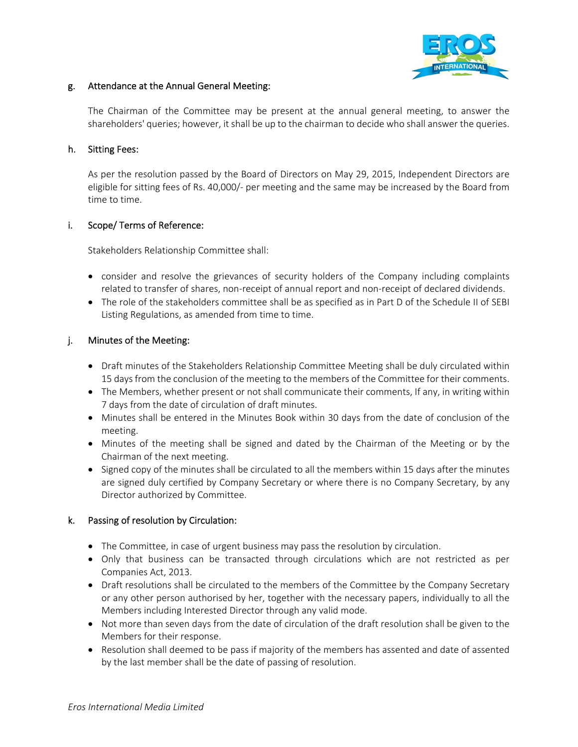g. Attendance at the Annual General Meeting:

The Chairman of the Committee may be present at the annual general meeting, to answer the shareholders' queries; however, it shall be up to the chairman to decide who shall answer the queries.

h. Sitting Fees:

As per the resolution passed by the Board of Directors on May 29, 2015, Independent Directors are eligible for sitting fees of Rs. 40,000/- per meeting and the same may be increased by the Board from time to time.

i. Scope/ Terms of Reference:

Stakeholders Relationship Committee shall:

- consider and resolve the grievances of security holders of the Company including complaints related to transfer of shares, non-receipt of annual report and non-receipt of declared dividends.
- The role of the stakeholders committee shall be as specified as in Part D of the Schedule II of SEBI Listing Regulations, as amended from time to time.

j. Minutes of the Meeting:

- Draft minutes of the Stakeholders Relationship Committee Meeting shall be duly circulated within 15 days from the conclusion of the meeting to the members of the Committee for their comments.
- The Members, whether present or not shall communicate their comments, If any, in writing within 7 days from the date of circulation of draft minutes.
- Minutes shall be entered in the Minutes Book within 30 days from the date of conclusion of the meeting.
- Minutes of the meeting shall be signed and dated by the Chairman of the Meeting or by the Chairman of the next meeting.
- Signed copy of the minutes shall be circulated to all the members within 15 days after the minutes are signed duly certified by Company Secretary or where there is no Company Secretary, by any Director authorized by Committee.

k. Passing of resolution by Circulation:

- The Committee, in case of urgent business may pass the resolution by circulation.
- Only that business can be transacted through circulations which are not restricted as per Companies Act, 2013.
- Draft resolutions shall be circulated to the members of the Committee by the Company Secretary or any other person authorised by her, together with the necessary papers, individually to all the Members including Interested Director through any valid mode.
- Not more than seven days from the date of circulation of the draft resolution shall be given to the Members for their response.
- Resolution shall deemed to be pass if majority of the members has assented and date of assented by the last member shall be the date of passing of resolution.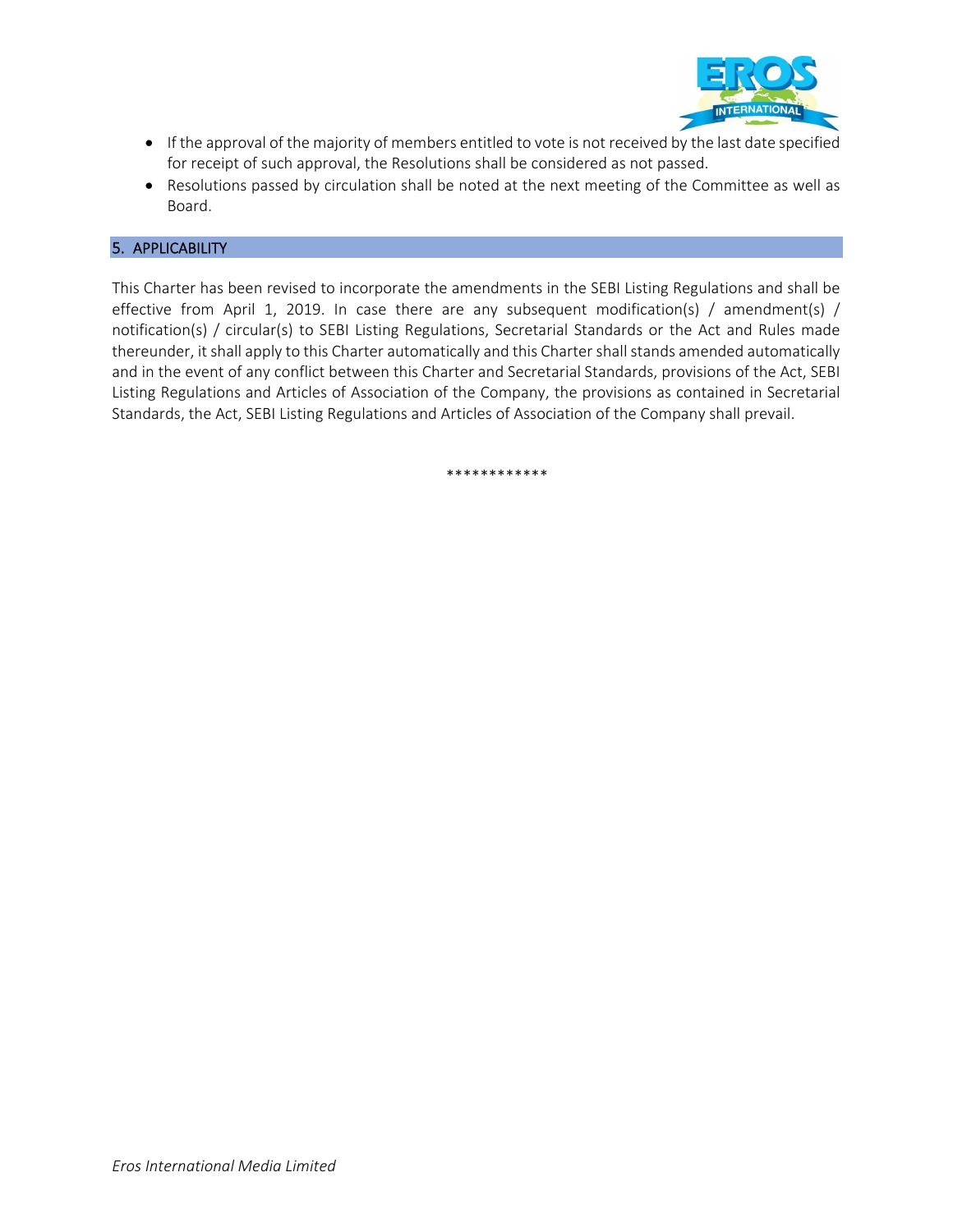- If the approval of the majority of members entitled to vote is not received by the last date specified for receipt of such approval, the Resolutions shall be considered as not passed.
- Resolutions passed by circulation shall be noted at the next meeting of the Committee as well as Board.

## 5. APPLICABILITY

This Charter has been revised to incorporate the amendments in the SEBI Listing Regulations and shall be effective from April 1, 2019. In case there are any subsequent modification(s) / amendment(s) / notification(s) / circular(s) to SEBI Listing Regulations, Secretarial Standards or the Act and Rules made thereunder, it shall apply to this Charter automatically and this Charter shall stands amended automatically and in the event of any conflict between this Charter and Secretarial Standards, provisions of the Act, SEBI Listing Regulations and Articles of Association of the Company, the provisions as contained in Secretarial Standards, the Act, SEBI Listing Regulations and Articles of Association of the Company shall prevail.

************